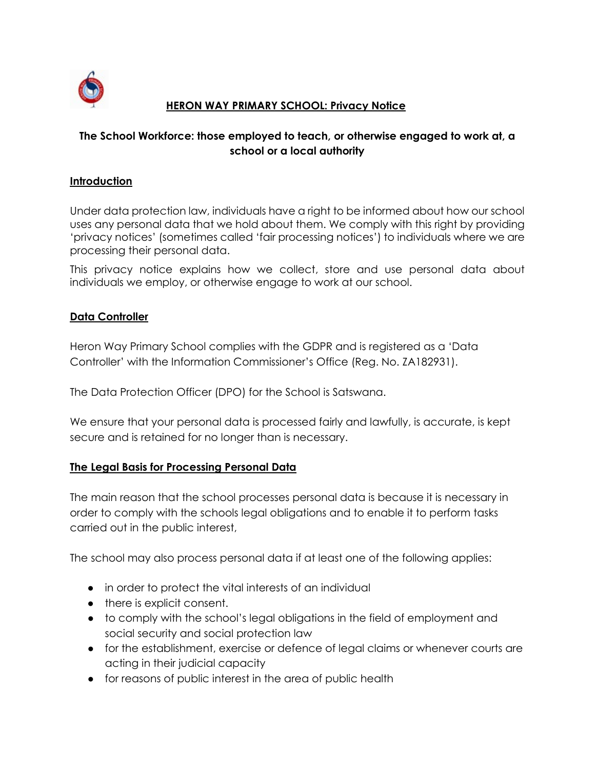# HERON WAY PRIMARY SCHOOL: Privacy Notice

## The School Workforce: those employed to teach, or otherwise engaged to work at, a school or a local authority

### Introduction

Under data protection law, individuals have a right to be informed about how our school uses any personal data that we hold about them. We comply with this right by providing 'privacy notices' (sometimes called 'fair processing notices') to individuals where we are processing their personal data.

This privacy notice explains how we collect, store and use personal data about individuals we employ, or otherwise engage to work at our school.

### Data Controller

Heron Way Primary School complies with the GDPR and is registered as a 'Data Controller' with the Information Commissioner's Office (Reg. No. ZA182931).

The Data Protection Officer (DPO) for the School is Satswana.

We ensure that your personal data is processed fairly and lawfully, is accurate, is kept secure and is retained for no longer than is necessary.

### The Legal Basis for Processing Personal Data

The main reason that the school processes personal data is because it is necessary in order to comply with the schools legal obligations and to enable it to perform tasks carried out in the public interest,

The school may also process personal data if at least one of the following applies:

- in order to protect the vital interests of an individual
- there is explicit consent.
- to comply with the school's legal obligations in the field of employment and social security and social protection law
- for the establishment, exercise or defence of legal claims or whenever courts are acting in their judicial capacity
- for reasons of public interest in the area of public health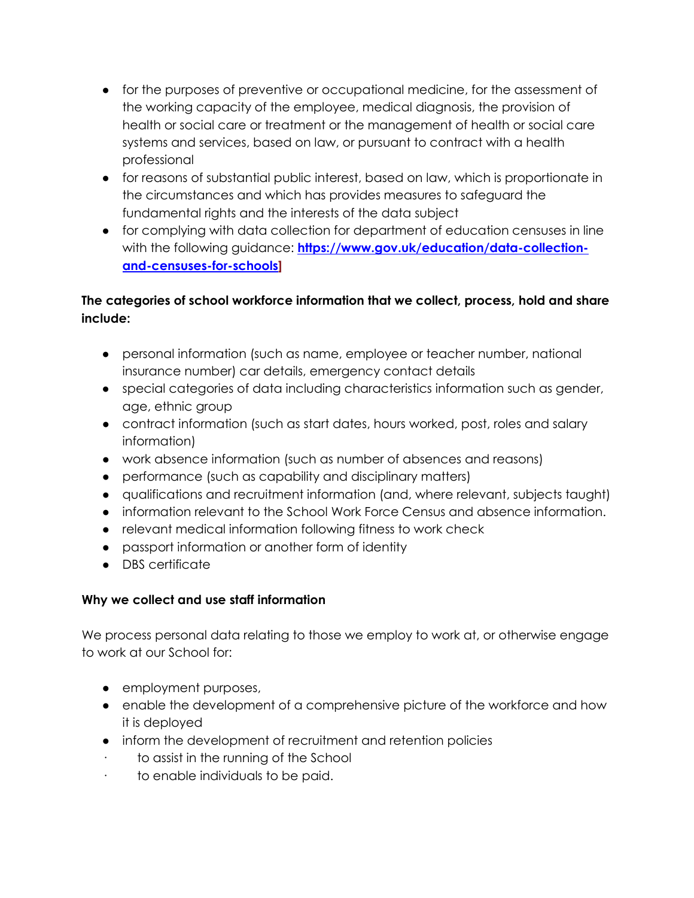- for the purposes of preventive or occupational medicine, for the assessment of the working capacity of the employee, medical diagnosis, the provision of health or social care or treatment or the management of health or social care systems and services, based on law, or pursuant to contract with a health professional
- for reasons of substantial public interest, based on law, which is proportionate in the circumstances and which has provides measures to safeguard the fundamental rights and the interests of the data subject
- for complying with data collection for department of education censuses in line with the following guidance: **[https://www.gov.uk/education/data-collection-and-censuses-for-schools](https://www.gov.uk/education/data-collection-and-censuses-for-schools)]**

**The categories of school workforce information that we collect, process, hold and share include:**

- personal information (such as name, employee or teacher number, national insurance number) car details, emergency contact details
- special categories of data including characteristics information such as gender, age, ethnic group
- contract information (such as start dates, hours worked, post, roles and salary information)
- work absence information (such as number of absences and reasons)
- performance (such as capability and disciplinary matters)
- qualifications and recruitment information (and, where relevant, subjects taught)
- information relevant to the School Work Force Census and absence information.
- relevant medical information following fitness to work check
- passport information or another form of identity
- DBS certificate

**Why we collect and use staff information**

We process personal data relating to those we employ to work at, or otherwise engage to work at our School for:

- employment purposes,
- enable the development of a comprehensive picture of the workforce and how it is deployed
- inform the development of recruitment and retention policies
- to assist in the running of the School
- to enable individuals to be paid.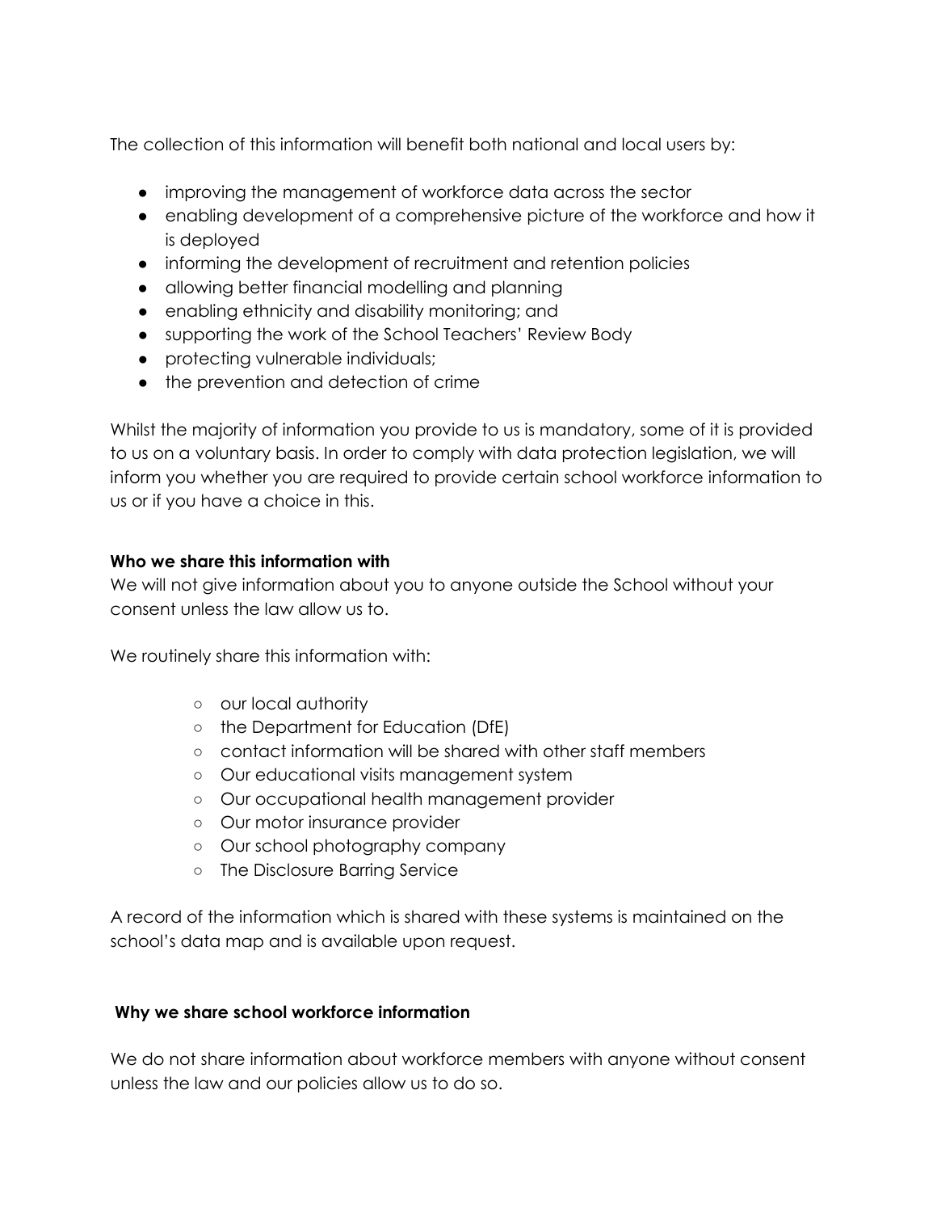The collection of this information will benefit both national and local users by:

- improving the management of workforce data across the sector
- enabling development of a comprehensive picture of the workforce and how it is deployed
- informing the development of recruitment and retention policies
- allowing better financial modelling and planning
- enabling ethnicity and disability monitoring; and
- supporting the work of the School Teachers' Review Body
- protecting vulnerable individuals;
- the prevention and detection of crime

Whilst the majority of information you provide to us is mandatory, some of it is provided to us on a voluntary basis. In order to comply with data protection legislation, we will inform you whether you are required to provide certain school workforce information to us or if you have a choice in this.

**Who we share this information with**

We will not give information about you to anyone outside the School without your consent unless the law allow us to.

We routinely share this information with:

- our local authority
- the Department for Education (DfE)
- contact information will be shared with other staff members
- Our educational visits management system
- Our occupational health management provider
- Our motor insurance provider
- Our school photography company
- The Disclosure Barring Service

A record of the information which is shared with these systems is maintained on the school's data map and is available upon request.

**Why we share school workforce information**

We do not share information about workforce members with anyone without consent unless the law and our policies allow us to do so.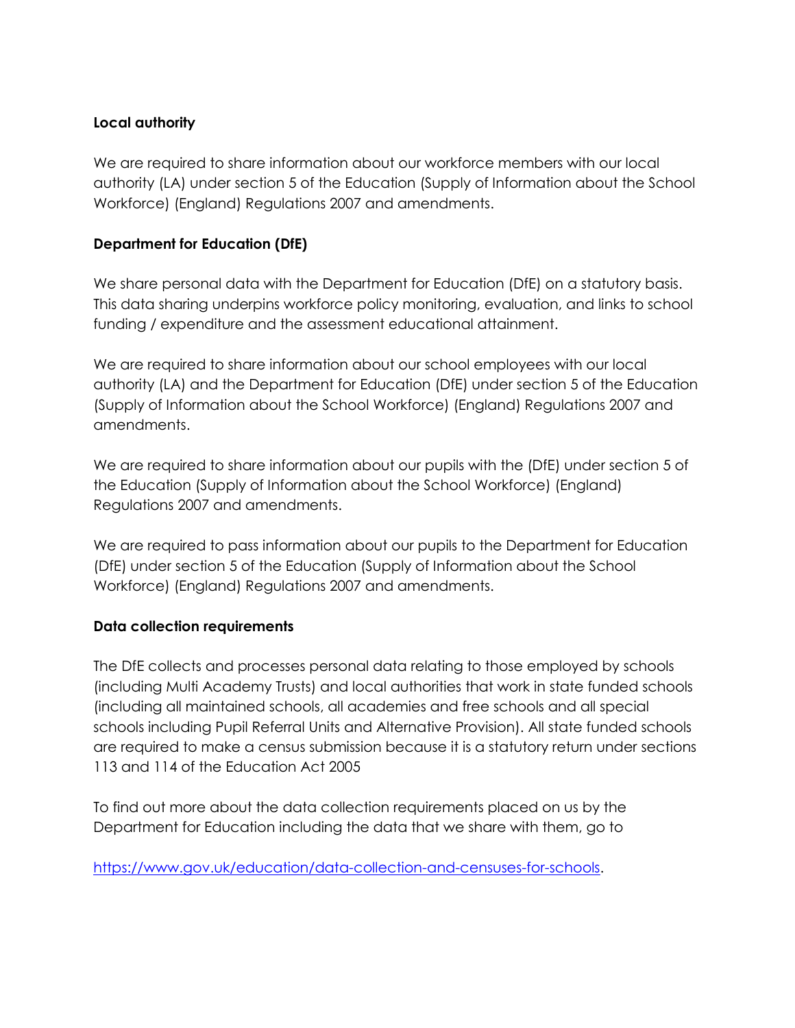**Local authority**

We are required to share information about our workforce members with our local authority (LA) under section 5 of the Education (Supply of Information about the School Workforce) (England) Regulations 2007 and amendments.

**Department for Education (DfE)**

We share personal data with the Department for Education (DfE) on a statutory basis. This data sharing underpins workforce policy monitoring, evaluation, and links to school funding / expenditure and the assessment educational attainment.

We are required to share information about our school employees with our local authority (LA) and the Department for Education (DfE) under section 5 of the Education (Supply of Information about the School Workforce) (England) Regulations 2007 and amendments.

We are required to share information about our pupils with the (DfE) under section 5 of the Education (Supply of Information about the School Workforce) (England) Regulations 2007 and amendments.

We are required to pass information about our pupils to the Department for Education (DfE) under section 5 of the Education (Supply of Information about the School Workforce) (England) Regulations 2007 and amendments.

**Data collection requirements**

The DfE collects and processes personal data relating to those employed by schools (including Multi Academy Trusts) and local authorities that work in state funded schools (including all maintained schools, all academies and free schools and all special schools including Pupil Referral Units and Alternative Provision). All state funded schools are required to make a census submission because it is a statutory return under sections 113 and 114 of the Education Act 2005

To find out more about the data collection requirements placed on us by the Department for Education including the data that we share with them, go to

https://www.gov.uk/education/data-collection-and-censuses-for-schools.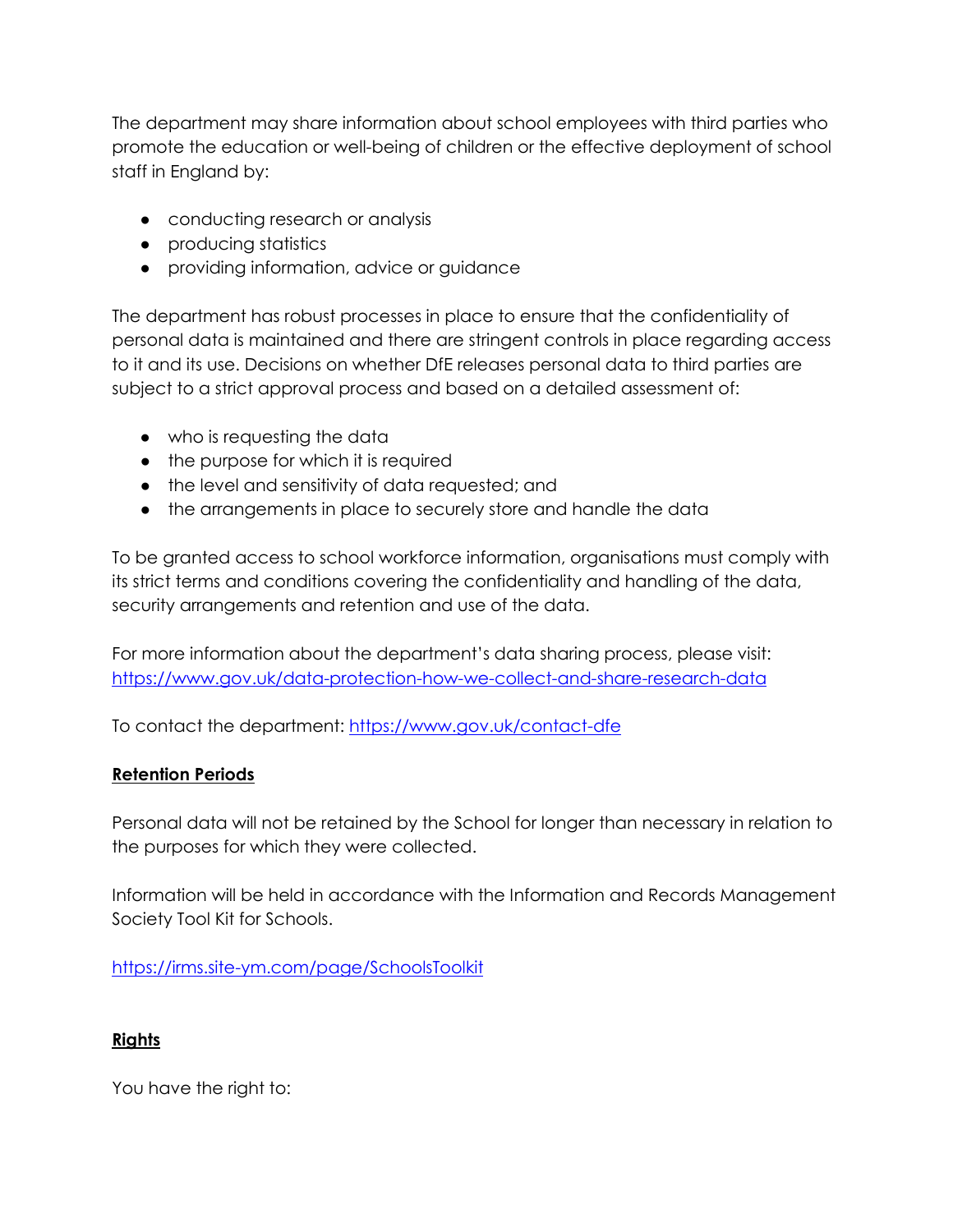The department may share information about school employees with third parties who promote the education or well-being of children or the effective deployment of school staff in England by:

- conducting research or analysis
- producing statistics
- providing information, advice or guidance

The department has robust processes in place to ensure that the confidentiality of personal data is maintained and there are stringent controls in place regarding access to it and its use. Decisions on whether DfE releases personal data to third parties are subject to a strict approval process and based on a detailed assessment of:

- who is requesting the data
- the purpose for which it is required
- the level and sensitivity of data requested; and
- the arrangements in place to securely store and handle the data

To be granted access to school workforce information, organisations must comply with its strict terms and conditions covering the confidentiality and handling of the data, security arrangements and retention and use of the data.

For more information about the department's data sharing process, please visit: [https://www.gov.uk/data-protection-how-we-collect-and-share-research-data](https://www.gov.uk/data-protection-how-we-collect-and-share-research-data)

To contact the department: [https://www.gov.uk/contact-dfe](https://www.gov.uk/contact-dfe)

**Retention Periods**

Personal data will not be retained by the School for longer than necessary in relation to the purposes for which they were collected.

Information will be held in accordance with the Information and Records Management Society Tool Kit for Schools.

[https://irms.site-ym.com/page/SchoolsToolkit](https://irms.site-ym.com/page/SchoolsToolkit)

**Rights**

You have the right to: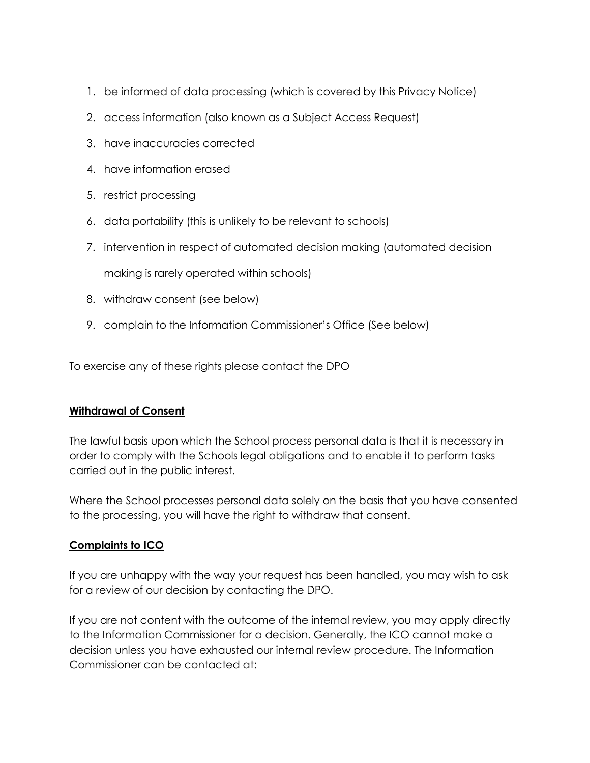1. be informed of data processing (which is covered by this Privacy Notice)
2. access information (also known as a Subject Access Request)
3. have inaccuracies corrected
4. have information erased
5. restrict processing
6. data portability (this is unlikely to be relevant to schools)
7. intervention in respect of automated decision making (automated decision making is rarely operated within schools)
8. withdraw consent (see below)
9. complain to the Information Commissioner's Office (See below)

To exercise any of these rights please contact the DPO

**Withdrawal of Consent**

The lawful basis upon which the School process personal data is that it is necessary in order to comply with the Schools legal obligations and to enable it to perform tasks carried out in the public interest.

Where the School processes personal data solely on the basis that you have consented to the processing, you will have the right to withdraw that consent.

**Complaints to ICO**

If you are unhappy with the way your request has been handled, you may wish to ask for a review of our decision by contacting the DPO.

If you are not content with the outcome of the internal review, you may apply directly to the Information Commissioner for a decision. Generally, the ICO cannot make a decision unless you have exhausted our internal review procedure. The Information Commissioner can be contacted at: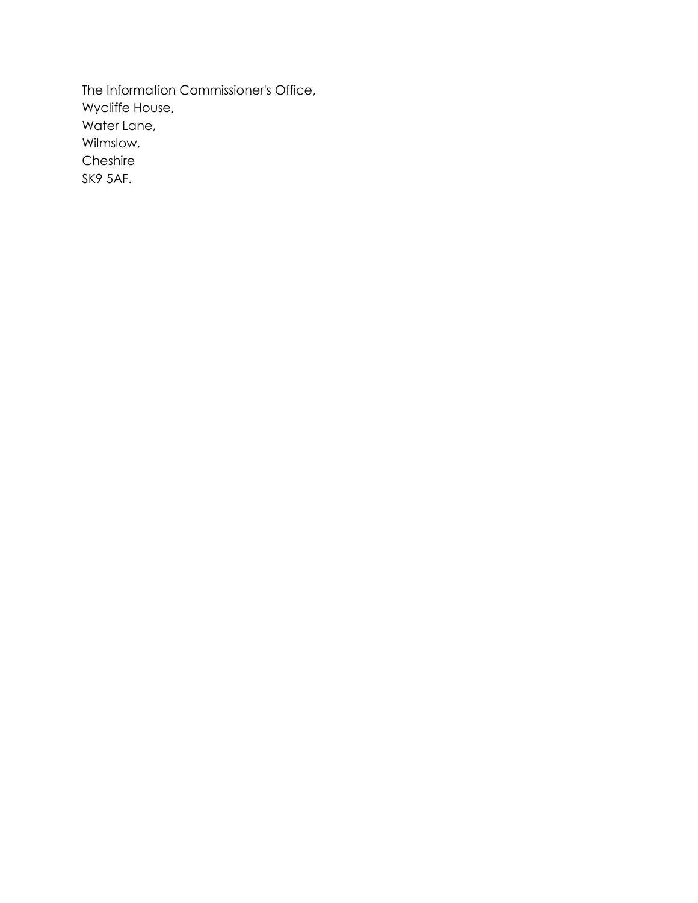The Information Commissioner's Office,
Wycliffe House,
Water Lane,
Wilmslow,
Cheshire
SK9 5AF.